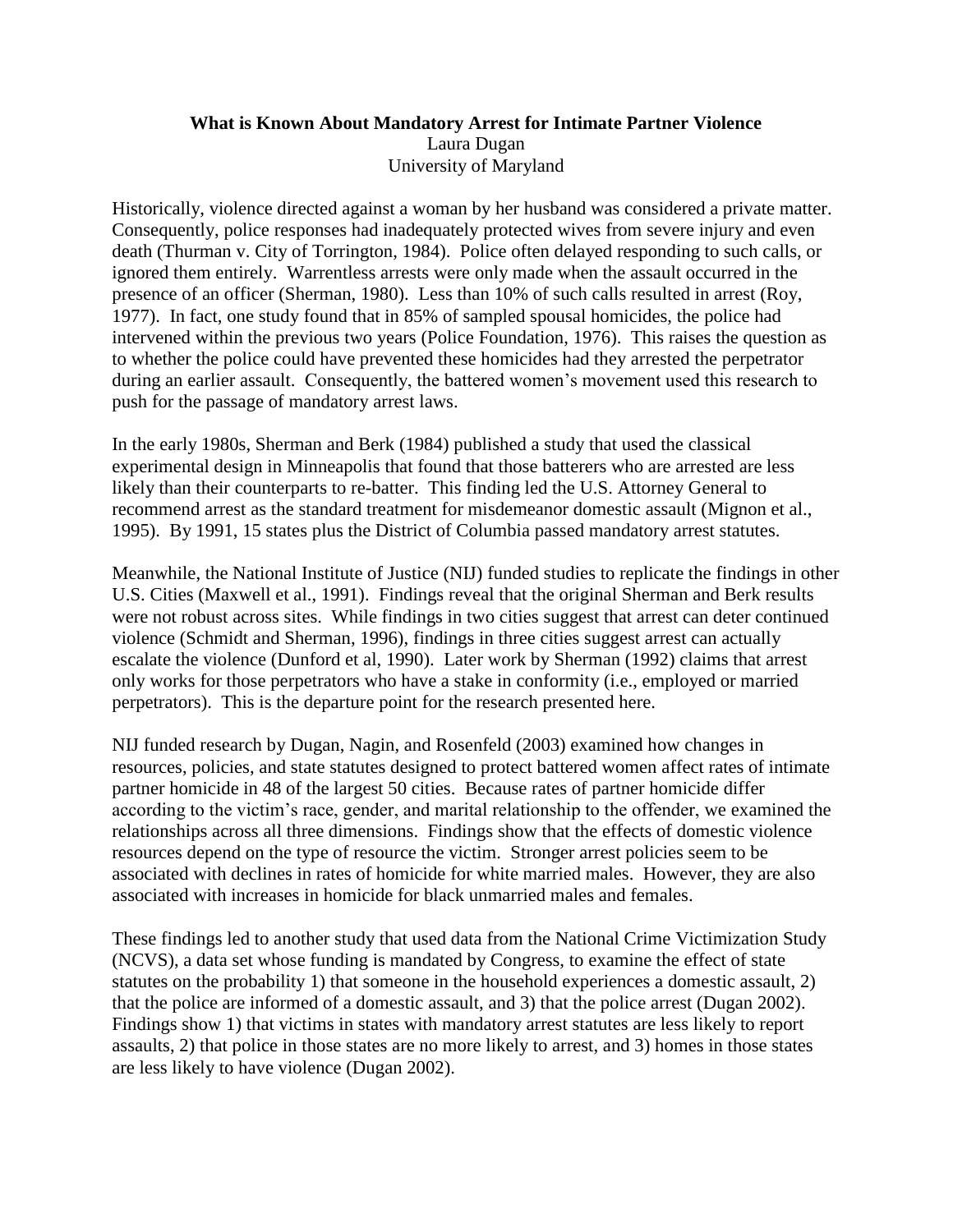# What is Known About Mandatory Arrest for Intimate Partner Violence

Laura Dugan
University of Maryland

Historically, violence directed against a woman by her husband was considered a private matter. Consequently, police responses had inadequately protected wives from severe injury and even death (Thurman v. City of Torrington, 1984). Police often delayed responding to such calls, or ignored them entirely. Warrentless arrests were only made when the assault occurred in the presence of an officer (Sherman, 1980). Less than 10% of such calls resulted in arrest (Roy, 1977). In fact, one study found that in 85% of sampled spousal homicides, the police had intervened within the previous two years (Police Foundation, 1976). This raises the question as to whether the police could have prevented these homicides had they arrested the perpetrator during an earlier assault. Consequently, the battered women's movement used this research to push for the passage of mandatory arrest laws.

In the early 1980s, Sherman and Berk (1984) published a study that used the classical experimental design in Minneapolis that found that those batterers who are arrested are less likely than their counterparts to re-batter. This finding led the U.S. Attorney General to recommend arrest as the standard treatment for misdemeanor domestic assault (Mignon et al., 1995). By 1991, 15 states plus the District of Columbia passed mandatory arrest statutes.

Meanwhile, the National Institute of Justice (NIJ) funded studies to replicate the findings in other U.S. Cities (Maxwell et al., 1991). Findings reveal that the original Sherman and Berk results were not robust across sites. While findings in two cities suggest that arrest can deter continued violence (Schmidt and Sherman, 1996), findings in three cities suggest arrest can actually escalate the violence (Dunford et al, 1990). Later work by Sherman (1992) claims that arrest only works for those perpetrators who have a stake in conformity (i.e., employed or married perpetrators). This is the departure point for the research presented here.

NIJ funded research by Dugan, Nagin, and Rosenfeld (2003) examined how changes in resources, policies, and state statutes designed to protect battered women affect rates of intimate partner homicide in 48 of the largest 50 cities. Because rates of partner homicide differ according to the victim's race, gender, and marital relationship to the offender, we examined the relationships across all three dimensions. Findings show that the effects of domestic violence resources depend on the type of resource the victim. Stronger arrest policies seem to be associated with declines in rates of homicide for white married males. However, they are also associated with increases in homicide for black unmarried males and females.

These findings led to another study that used data from the National Crime Victimization Study (NCVS), a data set whose funding is mandated by Congress, to examine the effect of state statutes on the probability 1) that someone in the household experiences a domestic assault, 2) that the police are informed of a domestic assault, and 3) that the police arrest (Dugan 2002). Findings show 1) that victims in states with mandatory arrest statutes are less likely to report assaults, 2) that police in those states are no more likely to arrest, and 3) homes in those states are less likely to have violence (Dugan 2002).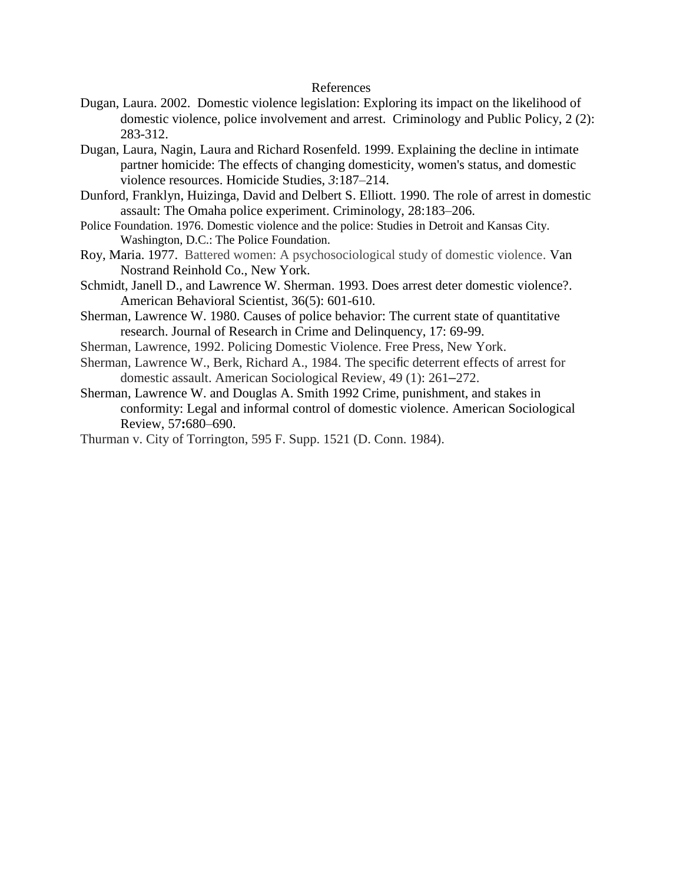# References

Dugan, Laura. 2002. Domestic violence legislation: Exploring its impact on the likelihood of domestic violence, police involvement and arrest. Criminology and Public Policy, 2 (2): 283-312.

Dugan, Laura, Nagin, Laura and Richard Rosenfeld. 1999. Explaining the decline in intimate partner homicide: The effects of changing domesticity, women's status, and domestic violence resources. Homicide Studies, *3*:187–214.

Dunford, Franklyn, Huizinga, David and Delbert S. Elliott. 1990. The role of arrest in domestic assault: The Omaha police experiment. Criminology, 28:183–206.

Police Foundation. 1976. Domestic violence and the police: Studies in Detroit and Kansas City. Washington, D.C.: The Police Foundation.

Roy, Maria. 1977. Battered women: A psychosociological study of domestic violence. Van Nostrand Reinhold Co., New York.

Schmidt, Janell D., and Lawrence W. Sherman. 1993. Does arrest deter domestic violence?. American Behavioral Scientist, 36(5): 601-610.

Sherman, Lawrence W. 1980. Causes of police behavior: The current state of quantitative research. Journal of Research in Crime and Delinquency, 17: 69-99.

Sherman, Lawrence, 1992. Policing Domestic Violence. Free Press, New York.

Sherman, Lawrence W., Berk, Richard A., 1984. The specific deterrent effects of arrest for domestic assault. American Sociological Review, 49 (1): 261–272.

Sherman, Lawrence W. and Douglas A. Smith 1992 Crime, punishment, and stakes in conformity: Legal and informal control of domestic violence. American Sociological Review, 57**:**680–690.

Thurman v. City of Torrington, 595 F. Supp. 1521 (D. Conn. 1984).